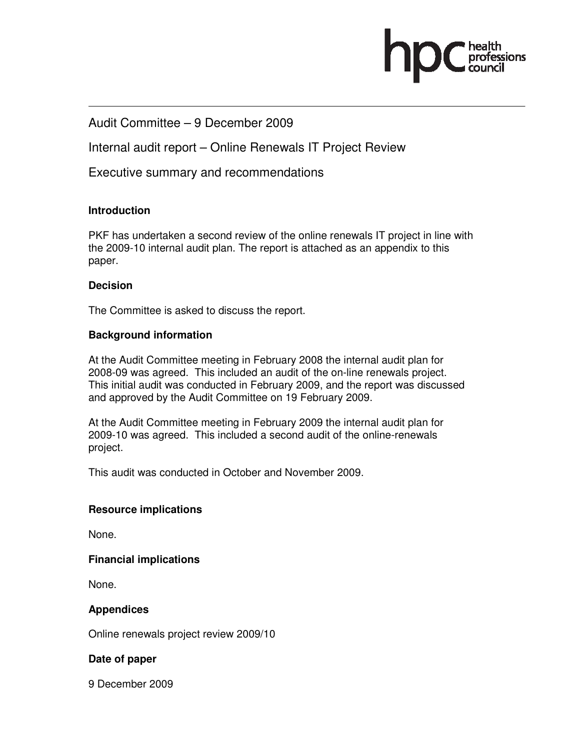# Audit Committee – 9 December 2009

## Internal audit report – Online Renewals IT Project Review

## Executive summary and recommendations

### Introduction

PKF has undertaken a second review of the online renewals IT project in line with the 2009-10 internal audit plan. The report is attached as an appendix to this paper.

### Decision

The Committee is asked to discuss the report.

### Background information

At the Audit Committee meeting in February 2008 the internal audit plan for 2008-09 was agreed. This included an audit of the on-line renewals project. This initial audit was conducted in February 2009, and the report was discussed and approved by the Audit Committee on 19 February 2009.

At the Audit Committee meeting in February 2009 the internal audit plan for 2009-10 was agreed. This included a second audit of the online-renewals project.

This audit was conducted in October and November 2009.

### Resource implications

None.

### Financial implications

None.

### Appendices

Online renewals project review 2009/10

### Date of paper

9 December 2009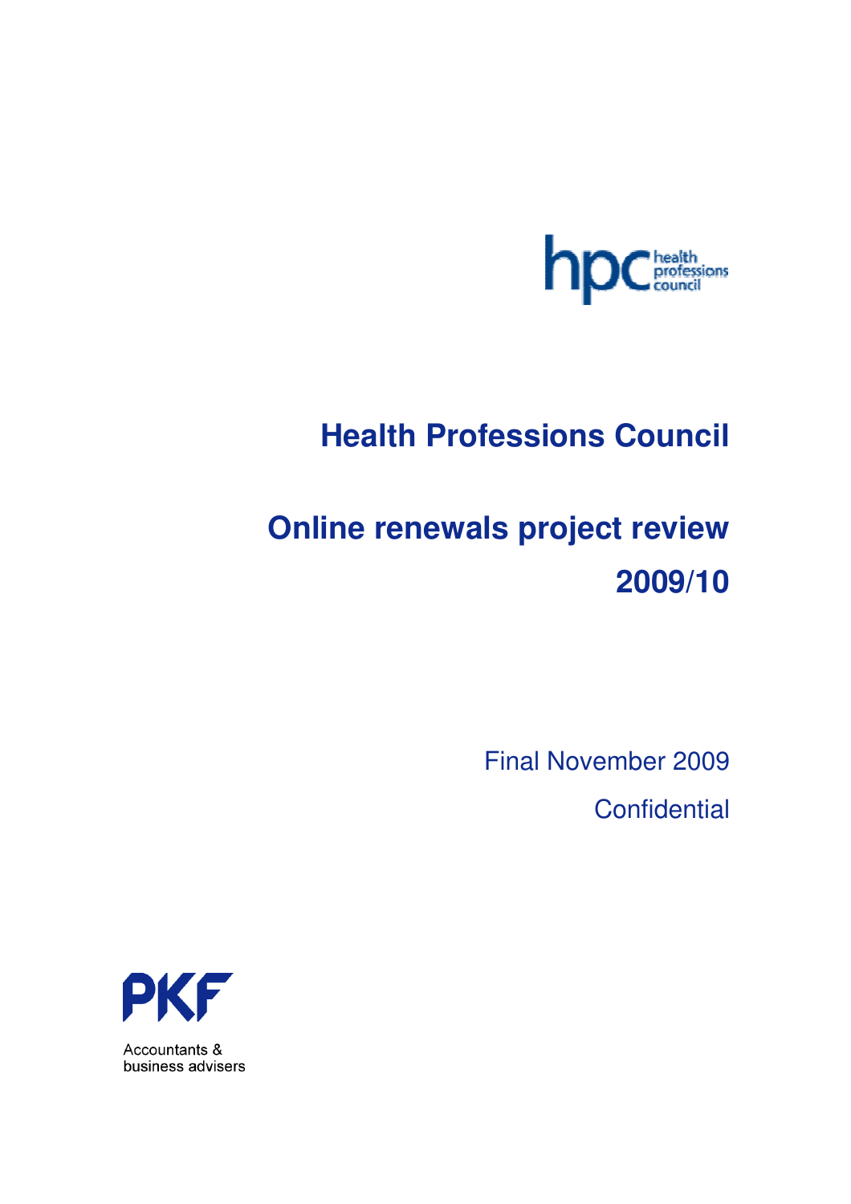# Health Professions Council

# Online renewals project review 2009/10

Final November 2009

Confidential

Accountants & business advisers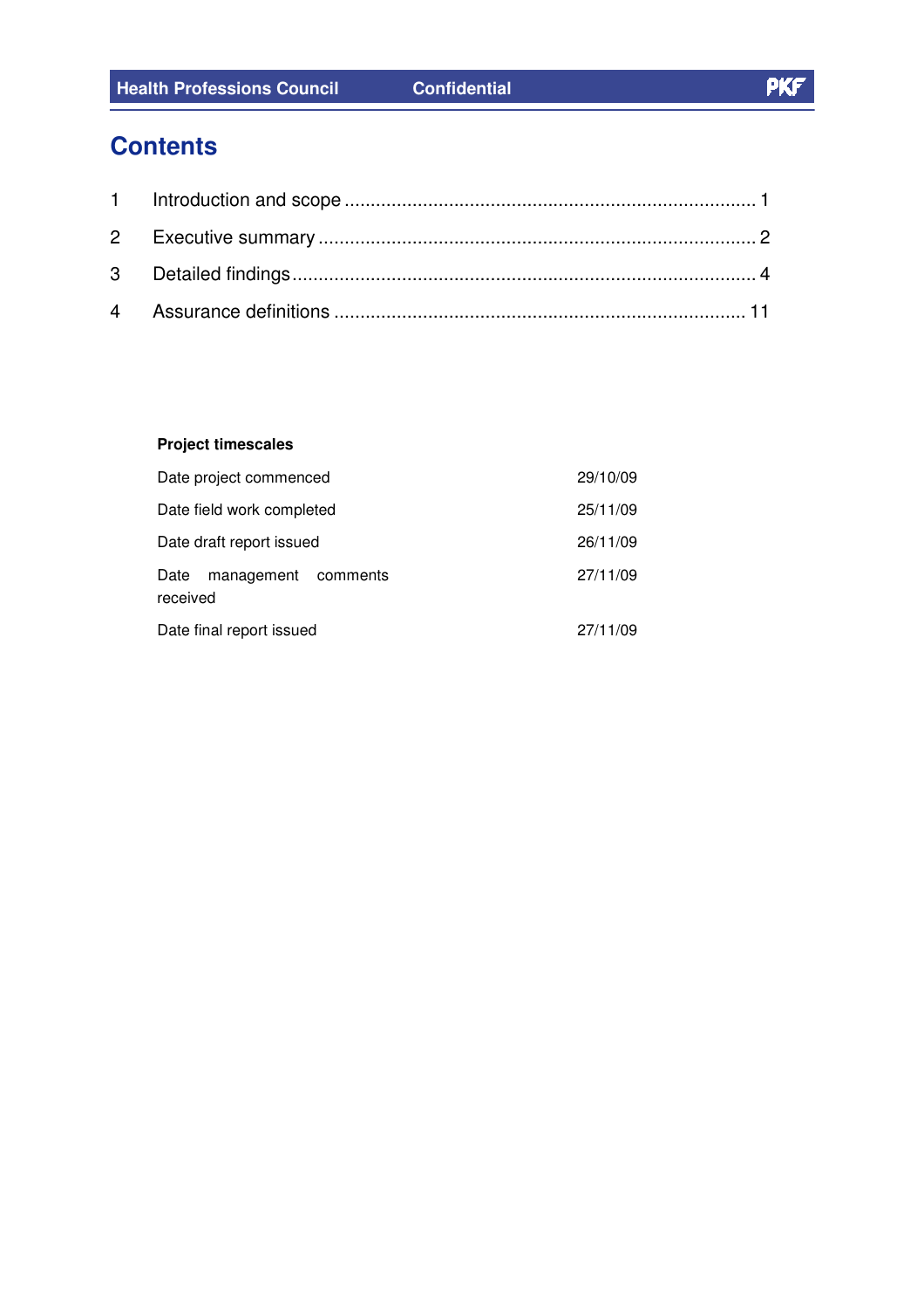# Contents

1 Introduction and scope ........................................................................... 1

2 Executive summary ................................................................................ 2

3 Detailed findings ..................................................................................... 4

4 Assurance definitions ........................................................................... 11

| **Project timescales** | |
|---|---|
| Date project commenced | 29/10/09 |
| Date field work completed | 25/11/09 |
| Date draft report issued | 26/11/09 |
| Date management comments received | 27/11/09 |
| Date final report issued | 27/11/09 |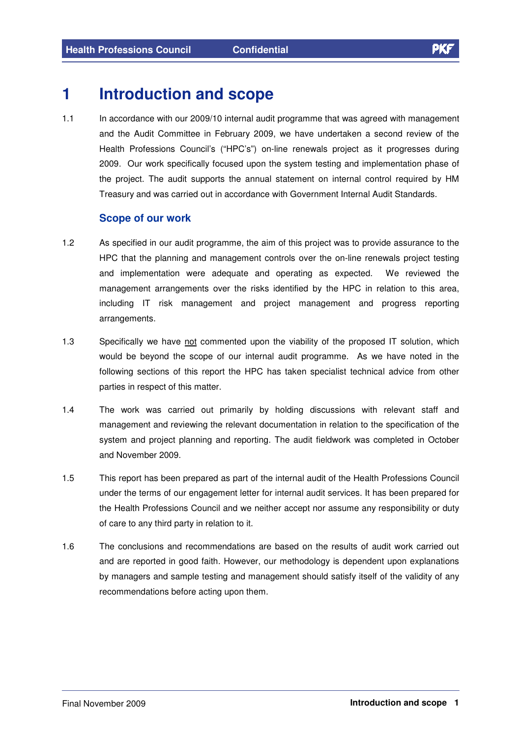# 1 Introduction and scope

1.1 In accordance with our 2009/10 internal audit programme that was agreed with management and the Audit Committee in February 2009, we have undertaken a second review of the Health Professions Council's ("HPC's") on-line renewals project as it progresses during 2009. Our work specifically focused upon the system testing and implementation phase of the project. The audit supports the annual statement on internal control required by HM Treasury and was carried out in accordance with Government Internal Audit Standards.

## Scope of our work

1.2 As specified in our audit programme, the aim of this project was to provide assurance to the HPC that the planning and management controls over the on-line renewals project testing and implementation were adequate and operating as expected. We reviewed the management arrangements over the risks identified by the HPC in relation to this area, including IT risk management and project management and progress reporting arrangements.

1.3 Specifically we have <u>not</u> commented upon the viability of the proposed IT solution, which would be beyond the scope of our internal audit programme. As we have noted in the following sections of this report the HPC has taken specialist technical advice from other parties in respect of this matter.

1.4 The work was carried out primarily by holding discussions with relevant staff and management and reviewing the relevant documentation in relation to the specification of the system and project planning and reporting. The audit fieldwork was completed in October and November 2009.

1.5 This report has been prepared as part of the internal audit of the Health Professions Council under the terms of our engagement letter for internal audit services. It has been prepared for the Health Professions Council and we neither accept nor assume any responsibility or duty of care to any third party in relation to it.

1.6 The conclusions and recommendations are based on the results of audit work carried out and are reported in good faith. However, our methodology is dependent upon explanations by managers and sample testing and management should satisfy itself of the validity of any recommendations before acting upon them.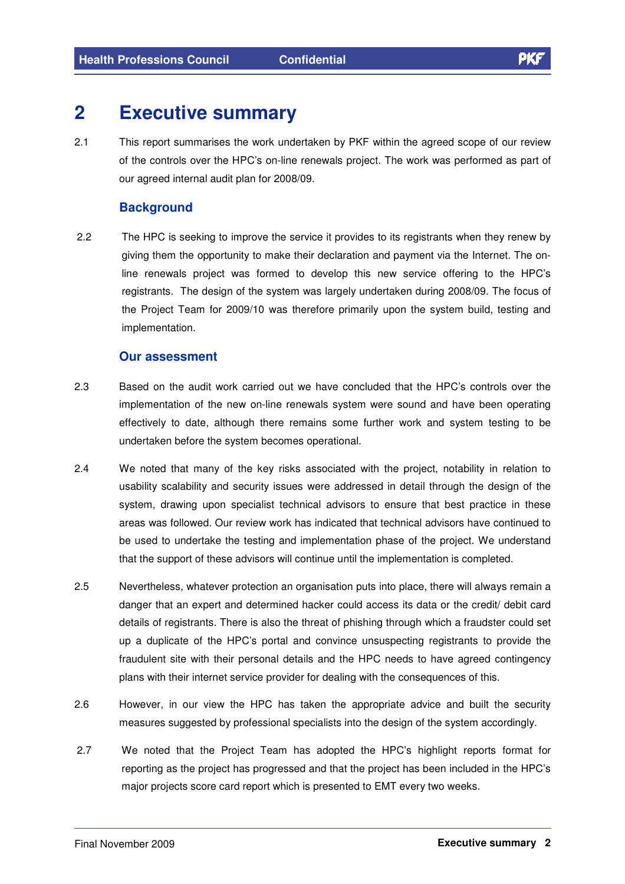# 2 Executive summary

2.1 This report summarises the work undertaken by PKF within the agreed scope of our review of the controls over the HPC's on-line renewals project. The work was performed as part of our agreed internal audit plan for 2008/09.

## Background

2.2 The HPC is seeking to improve the service it provides to its registrants when they renew by giving them the opportunity to make their declaration and payment via the Internet. The on-line renewals project was formed to develop this new service offering to the HPC's registrants. The design of the system was largely undertaken during 2008/09. The focus of the Project Team for 2009/10 was therefore primarily upon the system build, testing and implementation.

## Our assessment

2.3 Based on the audit work carried out we have concluded that the HPC's controls over the implementation of the new on-line renewals system were sound and have been operating effectively to date, although there remains some further work and system testing to be undertaken before the system becomes operational.

2.4 We noted that many of the key risks associated with the project, notability in relation to usability scalability and security issues were addressed in detail through the design of the system, drawing upon specialist technical advisors to ensure that best practice in these areas was followed. Our review work has indicated that technical advisors have continued to be used to undertake the testing and implementation phase of the project. We understand that the support of these advisors will continue until the implementation is completed.

2.5 Nevertheless, whatever protection an organisation puts into place, there will always remain a danger that an expert and determined hacker could access its data or the credit/ debit card details of registrants. There is also the threat of phishing through which a fraudster could set up a duplicate of the HPC's portal and convince unsuspecting registrants to provide the fraudulent site with their personal details and the HPC needs to have agreed contingency plans with their internet service provider for dealing with the consequences of this.

2.6 However, in our view the HPC has taken the appropriate advice and built the security measures suggested by professional specialists into the design of the system accordingly.

2.7 We noted that the Project Team has adopted the HPC's highlight reports format for reporting as the project has progressed and that the project has been included in the HPC's major projects score card report which is presented to EMT every two weeks.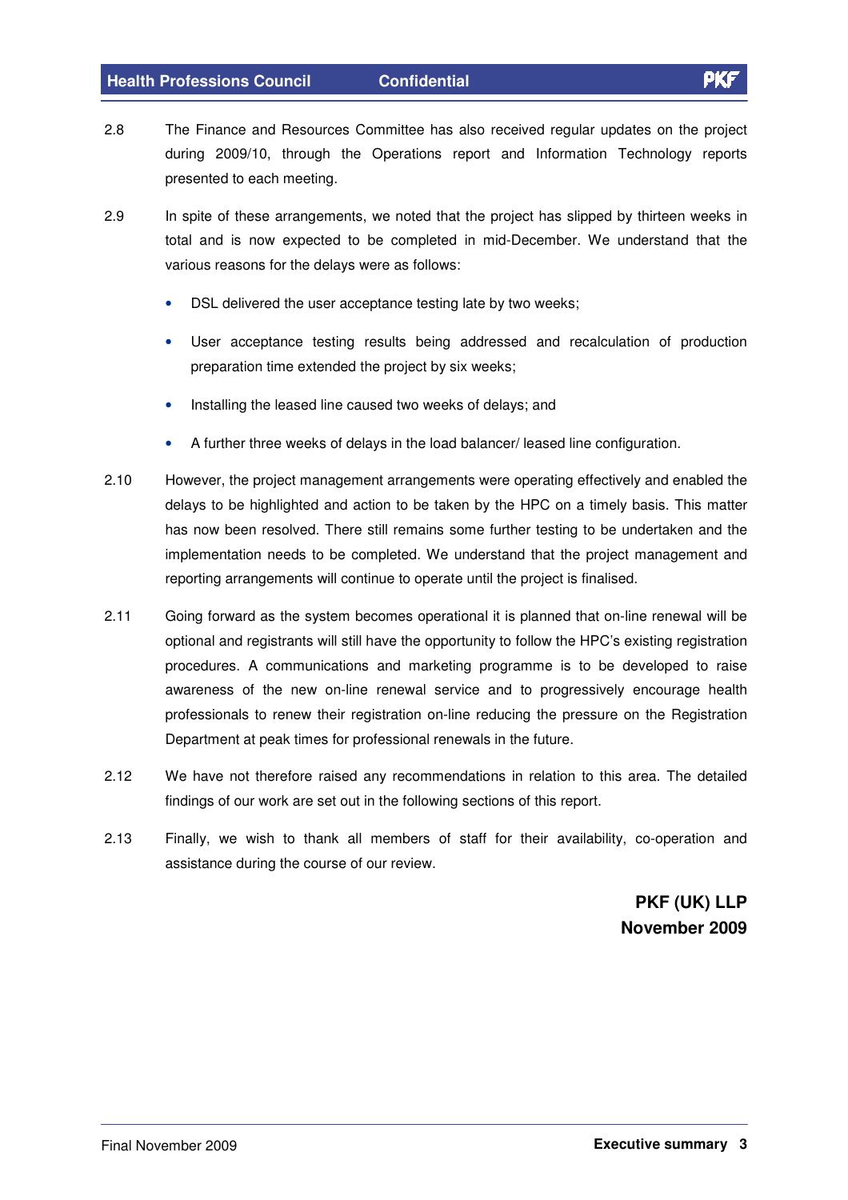2.8 The Finance and Resources Committee has also received regular updates on the project during 2009/10, through the Operations report and Information Technology reports presented to each meeting.

2.9 In spite of these arrangements, we noted that the project has slipped by thirteen weeks in total and is now expected to be completed in mid-December. We understand that the various reasons for the delays were as follows:

- DSL delivered the user acceptance testing late by two weeks;
- User acceptance testing results being addressed and recalculation of production preparation time extended the project by six weeks;
- Installing the leased line caused two weeks of delays; and
- A further three weeks of delays in the load balancer/ leased line configuration.

2.10 However, the project management arrangements were operating effectively and enabled the delays to be highlighted and action to be taken by the HPC on a timely basis. This matter has now been resolved. There still remains some further testing to be undertaken and the implementation needs to be completed. We understand that the project management and reporting arrangements will continue to operate until the project is finalised.

2.11 Going forward as the system becomes operational it is planned that on-line renewal will be optional and registrants will still have the opportunity to follow the HPC's existing registration procedures. A communications and marketing programme is to be developed to raise awareness of the new on-line renewal service and to progressively encourage health professionals to renew their registration on-line reducing the pressure on the Registration Department at peak times for professional renewals in the future.

2.12 We have not therefore raised any recommendations in relation to this area. The detailed findings of our work are set out in the following sections of this report.

2.13 Finally, we wish to thank all members of staff for their availability, co-operation and assistance during the course of our review.

**PKF (UK) LLP**
**November 2009**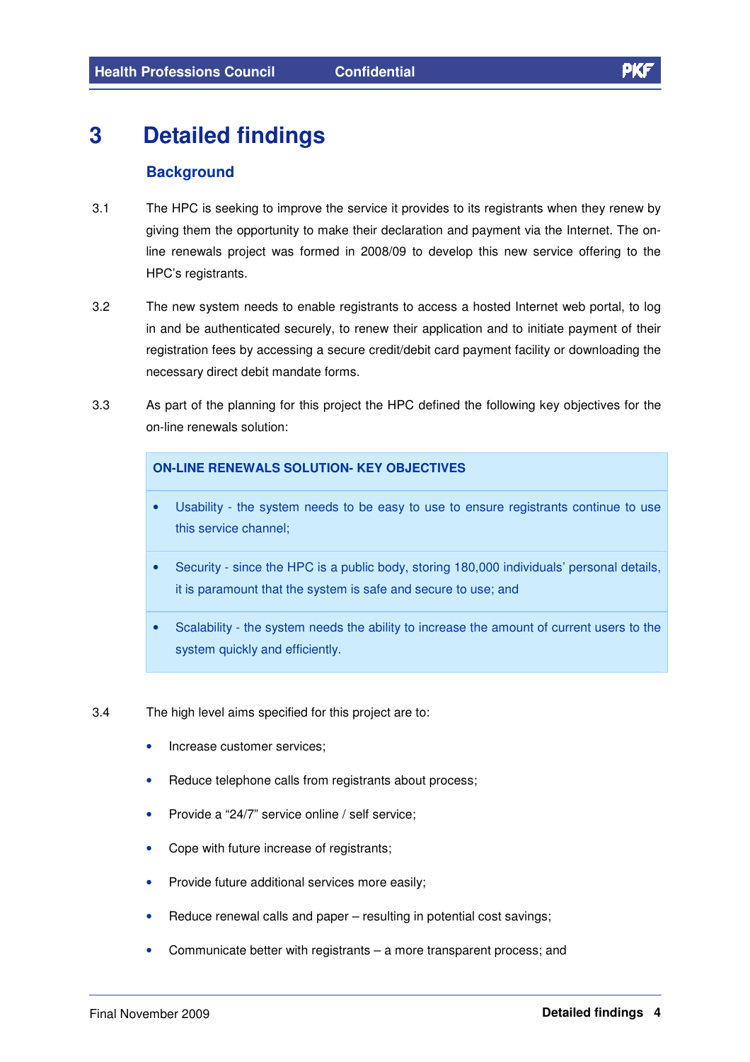# 3 Detailed findings

## Background

3.1 The HPC is seeking to improve the service it provides to its registrants when they renew by giving them the opportunity to make their declaration and payment via the Internet. The on-line renewals project was formed in 2008/09 to develop this new service offering to the HPC's registrants.

3.2 The new system needs to enable registrants to access a hosted Internet web portal, to log in and be authenticated securely, to renew their application and to initiate payment of their registration fees by accessing a secure credit/debit card payment facility or downloading the necessary direct debit mandate forms.

3.3 As part of the planning for this project the HPC defined the following key objectives for the on-line renewals solution:

| ON-LINE RENEWALS SOLUTION- KEY OBJECTIVES |
|---|
| • Usability - the system needs to be easy to use to ensure registrants continue to use this service channel; |
| • Security - since the HPC is a public body, storing 180,000 individuals' personal details, it is paramount that the system is safe and secure to use; and |
| • Scalability - the system needs the ability to increase the amount of current users to the system quickly and efficiently. |

3.4 The high level aims specified for this project are to:

- Increase customer services;
- Reduce telephone calls from registrants about process;
- Provide a "24/7" service online / self service;
- Cope with future increase of registrants;
- Provide future additional services more easily;
- Reduce renewal calls and paper – resulting in potential cost savings;
- Communicate better with registrants – a more transparent process; and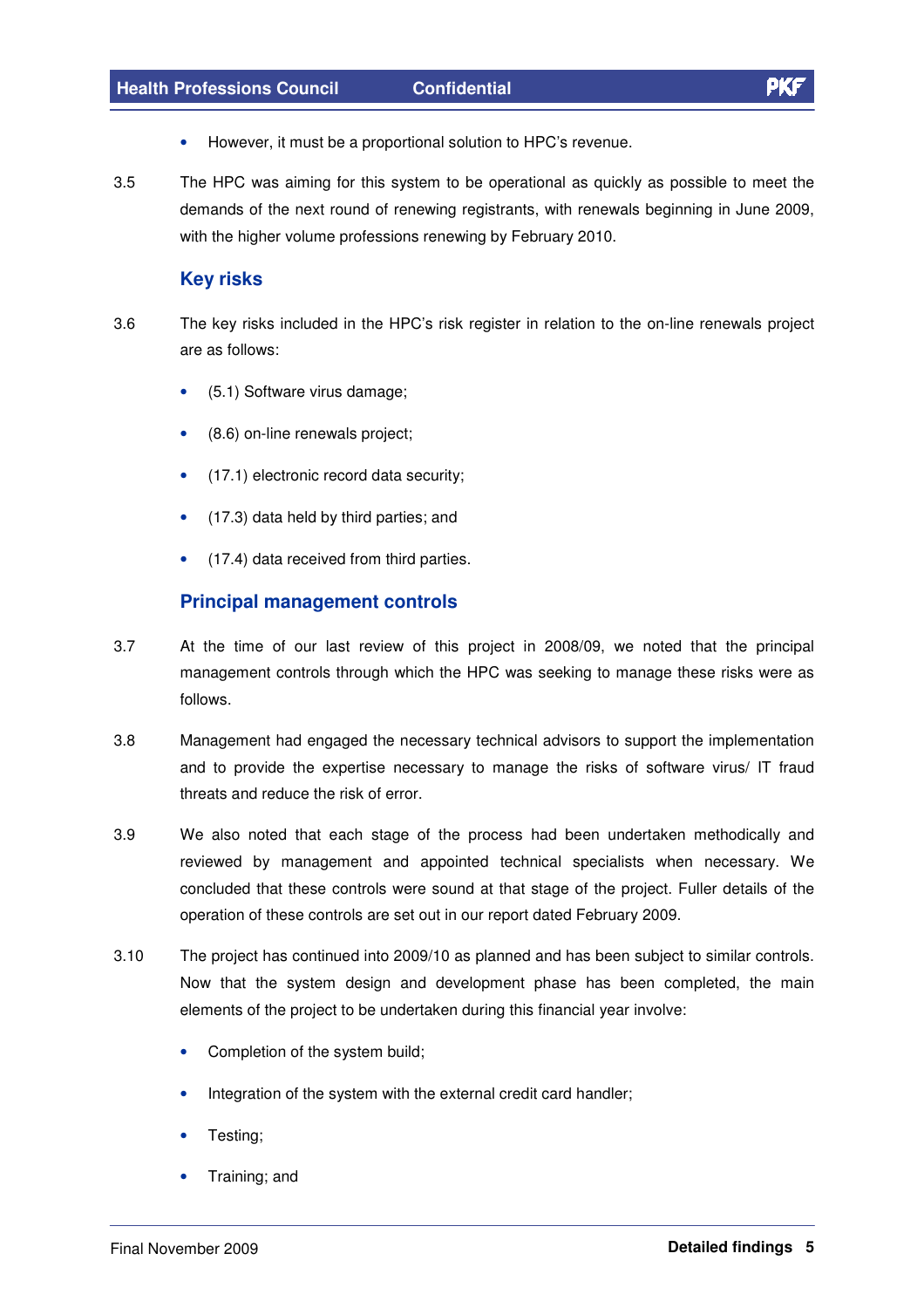- However, it must be a proportional solution to HPC's revenue.

3.5 The HPC was aiming for this system to be operational as quickly as possible to meet the demands of the next round of renewing registrants, with renewals beginning in June 2009, with the higher volume professions renewing by February 2010.

## Key risks

3.6 The key risks included in the HPC's risk register in relation to the on-line renewals project are as follows:

- (5.1) Software virus damage;
- (8.6) on-line renewals project;
- (17.1) electronic record data security;
- (17.3) data held by third parties; and
- (17.4) data received from third parties.

## Principal management controls

3.7 At the time of our last review of this project in 2008/09, we noted that the principal management controls through which the HPC was seeking to manage these risks were as follows.

3.8 Management had engaged the necessary technical advisors to support the implementation and to provide the expertise necessary to manage the risks of software virus/ IT fraud threats and reduce the risk of error.

3.9 We also noted that each stage of the process had been undertaken methodically and reviewed by management and appointed technical specialists when necessary. We concluded that these controls were sound at that stage of the project. Fuller details of the operation of these controls are set out in our report dated February 2009.

3.10 The project has continued into 2009/10 as planned and has been subject to similar controls. Now that the system design and development phase has been completed, the main elements of the project to be undertaken during this financial year involve:

- Completion of the system build;
- Integration of the system with the external credit card handler;
- Testing;
- Training; and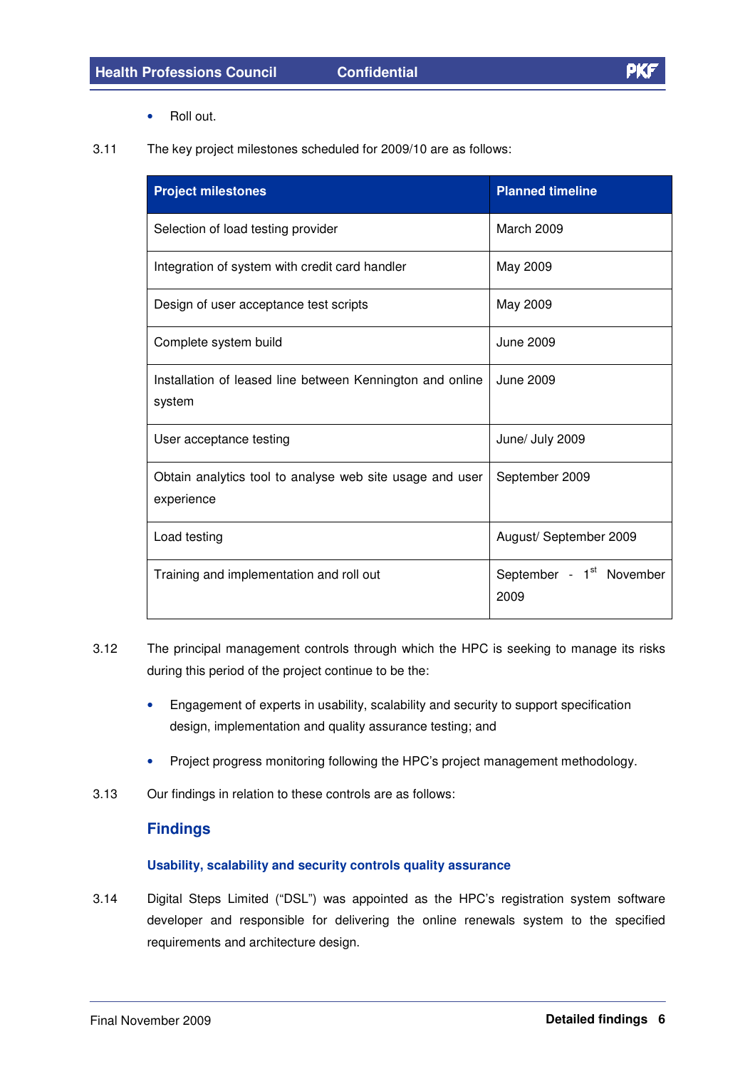- Roll out.

3.11 The key project milestones scheduled for 2009/10 are as follows:

| Project milestones | Planned timeline |
| --- | --- |
| Selection of load testing provider | March 2009 |
| Integration of system with credit card handler | May 2009 |
| Design of user acceptance test scripts | May 2009 |
| Complete system build | June 2009 |
| Installation of leased line between Kennington and online system | June 2009 |
| User acceptance testing | June/ July 2009 |
| Obtain analytics tool to analyse web site usage and user experience | September 2009 |
| Load testing | August/ September 2009 |
| Training and implementation and roll out | September - 1st November 2009 |

3.12 The principal management controls through which the HPC is seeking to manage its risks during this period of the project continue to be the:

- Engagement of experts in usability, scalability and security to support specification design, implementation and quality assurance testing; and
- Project progress monitoring following the HPC's project management methodology.

3.13 Our findings in relation to these controls are as follows:

## Findings

### Usability, scalability and security controls quality assurance

3.14 Digital Steps Limited ("DSL") was appointed as the HPC's registration system software developer and responsible for delivering the online renewals system to the specified requirements and architecture design.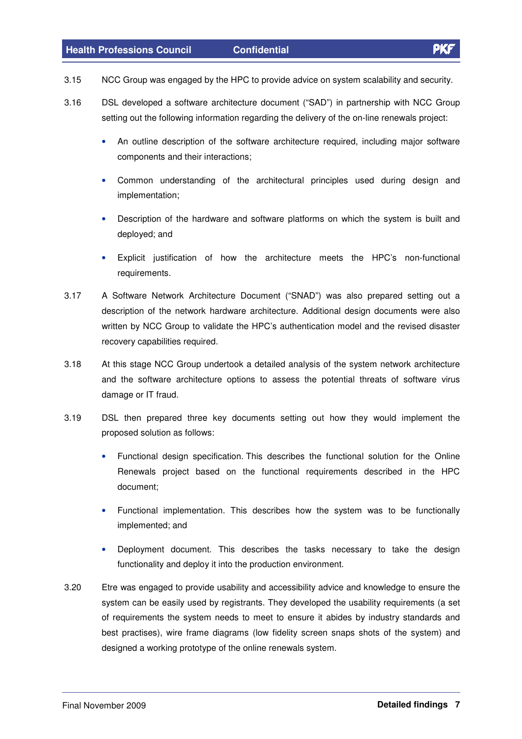3.15 NCC Group was engaged by the HPC to provide advice on system scalability and security.

3.16 DSL developed a software architecture document ("SAD") in partnership with NCC Group setting out the following information regarding the delivery of the on-line renewals project:

- An outline description of the software architecture required, including major software components and their interactions;
- Common understanding of the architectural principles used during design and implementation;
- Description of the hardware and software platforms on which the system is built and deployed; and
- Explicit justification of how the architecture meets the HPC's non-functional requirements.

3.17 A Software Network Architecture Document ("SNAD") was also prepared setting out a description of the network hardware architecture. Additional design documents were also written by NCC Group to validate the HPC's authentication model and the revised disaster recovery capabilities required.

3.18 At this stage NCC Group undertook a detailed analysis of the system network architecture and the software architecture options to assess the potential threats of software virus damage or IT fraud.

3.19 DSL then prepared three key documents setting out how they would implement the proposed solution as follows:

- Functional design specification. This describes the functional solution for the Online Renewals project based on the functional requirements described in the HPC document;
- Functional implementation. This describes how the system was to be functionally implemented; and
- Deployment document. This describes the tasks necessary to take the design functionality and deploy it into the production environment.

3.20 Etre was engaged to provide usability and accessibility advice and knowledge to ensure the system can be easily used by registrants. They developed the usability requirements (a set of requirements the system needs to meet to ensure it abides by industry standards and best practises), wire frame diagrams (low fidelity screen snaps shots of the system) and designed a working prototype of the online renewals system.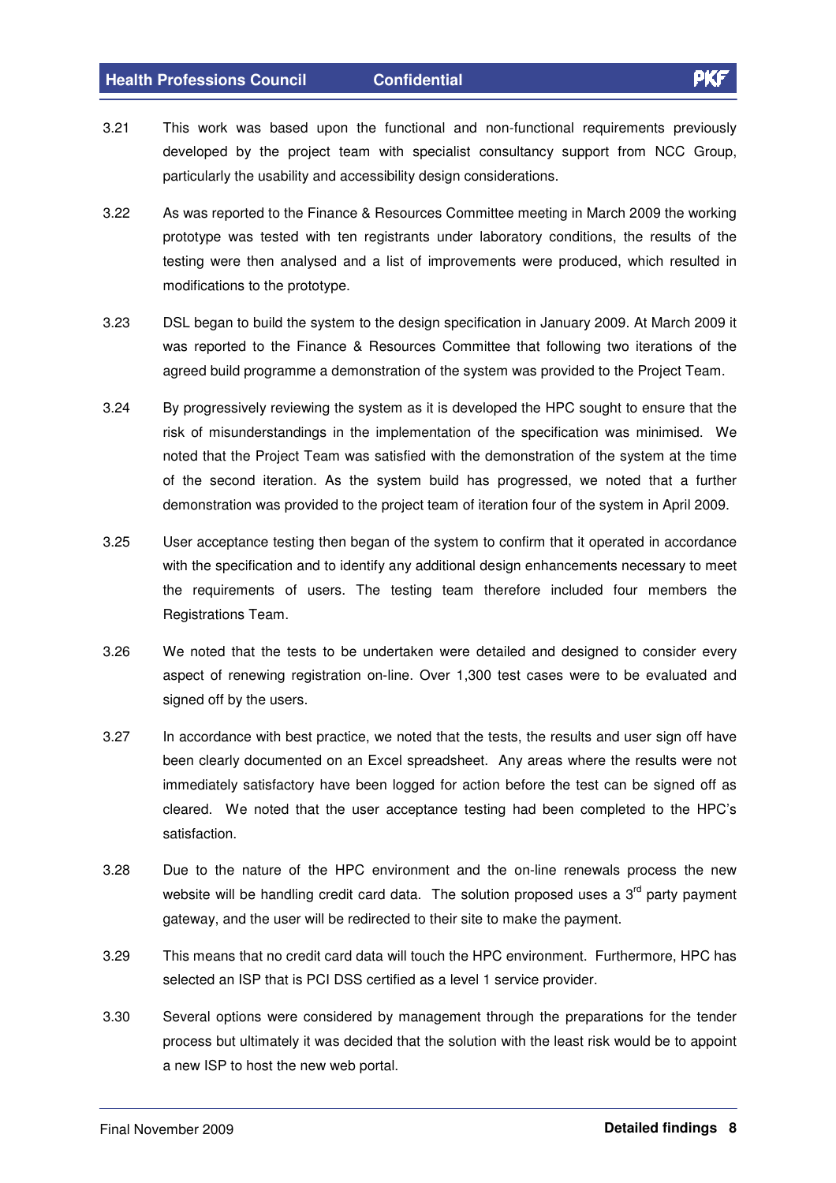3.21 This work was based upon the functional and non-functional requirements previously developed by the project team with specialist consultancy support from NCC Group, particularly the usability and accessibility design considerations.

3.22 As was reported to the Finance & Resources Committee meeting in March 2009 the working prototype was tested with ten registrants under laboratory conditions, the results of the testing were then analysed and a list of improvements were produced, which resulted in modifications to the prototype.

3.23 DSL began to build the system to the design specification in January 2009. At March 2009 it was reported to the Finance & Resources Committee that following two iterations of the agreed build programme a demonstration of the system was provided to the Project Team.

3.24 By progressively reviewing the system as it is developed the HPC sought to ensure that the risk of misunderstandings in the implementation of the specification was minimised. We noted that the Project Team was satisfied with the demonstration of the system at the time of the second iteration. As the system build has progressed, we noted that a further demonstration was provided to the project team of iteration four of the system in April 2009.

3.25 User acceptance testing then began of the system to confirm that it operated in accordance with the specification and to identify any additional design enhancements necessary to meet the requirements of users. The testing team therefore included four members the Registrations Team.

3.26 We noted that the tests to be undertaken were detailed and designed to consider every aspect of renewing registration on-line. Over 1,300 test cases were to be evaluated and signed off by the users.

3.27 In accordance with best practice, we noted that the tests, the results and user sign off have been clearly documented on an Excel spreadsheet. Any areas where the results were not immediately satisfactory have been logged for action before the test can be signed off as cleared. We noted that the user acceptance testing had been completed to the HPC's satisfaction.

3.28 Due to the nature of the HPC environment and the on-line renewals process the new website will be handling credit card data. The solution proposed uses a 3rd party payment gateway, and the user will be redirected to their site to make the payment.

3.29 This means that no credit card data will touch the HPC environment. Furthermore, HPC has selected an ISP that is PCI DSS certified as a level 1 service provider.

3.30 Several options were considered by management through the preparations for the tender process but ultimately it was decided that the solution with the least risk would be to appoint a new ISP to host the new web portal.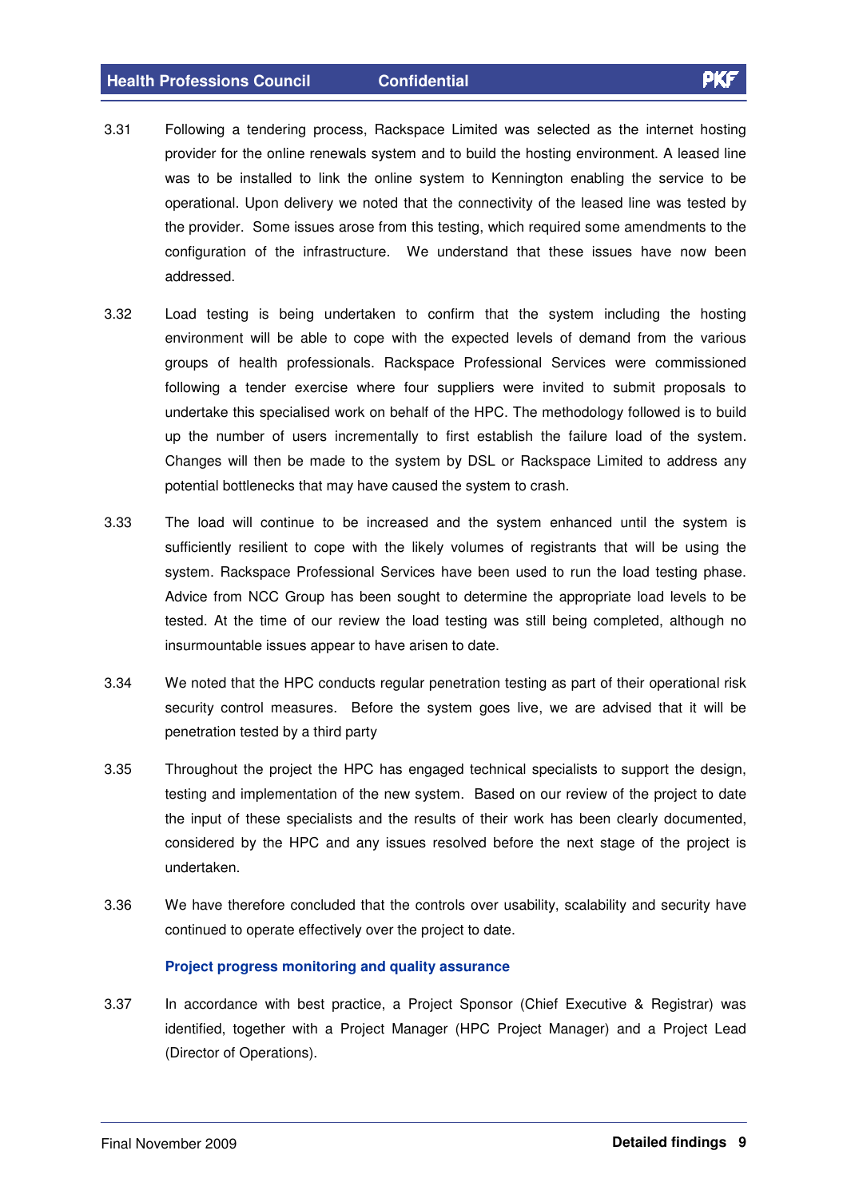3.31 Following a tendering process, Rackspace Limited was selected as the internet hosting provider for the online renewals system and to build the hosting environment. A leased line was to be installed to link the online system to Kennington enabling the service to be operational. Upon delivery we noted that the connectivity of the leased line was tested by the provider. Some issues arose from this testing, which required some amendments to the configuration of the infrastructure. We understand that these issues have now been addressed.

3.32 Load testing is being undertaken to confirm that the system including the hosting environment will be able to cope with the expected levels of demand from the various groups of health professionals. Rackspace Professional Services were commissioned following a tender exercise where four suppliers were invited to submit proposals to undertake this specialised work on behalf of the HPC. The methodology followed is to build up the number of users incrementally to first establish the failure load of the system. Changes will then be made to the system by DSL or Rackspace Limited to address any potential bottlenecks that may have caused the system to crash.

3.33 The load will continue to be increased and the system enhanced until the system is sufficiently resilient to cope with the likely volumes of registrants that will be using the system. Rackspace Professional Services have been used to run the load testing phase. Advice from NCC Group has been sought to determine the appropriate load levels to be tested. At the time of our review the load testing was still being completed, although no insurmountable issues appear to have arisen to date.

3.34 We noted that the HPC conducts regular penetration testing as part of their operational risk security control measures. Before the system goes live, we are advised that it will be penetration tested by a third party

3.35 Throughout the project the HPC has engaged technical specialists to support the design, testing and implementation of the new system. Based on our review of the project to date the input of these specialists and the results of their work has been clearly documented, considered by the HPC and any issues resolved before the next stage of the project is undertaken.

3.36 We have therefore concluded that the controls over usability, scalability and security have continued to operate effectively over the project to date.

### Project progress monitoring and quality assurance

3.37 In accordance with best practice, a Project Sponsor (Chief Executive & Registrar) was identified, together with a Project Manager (HPC Project Manager) and a Project Lead (Director of Operations).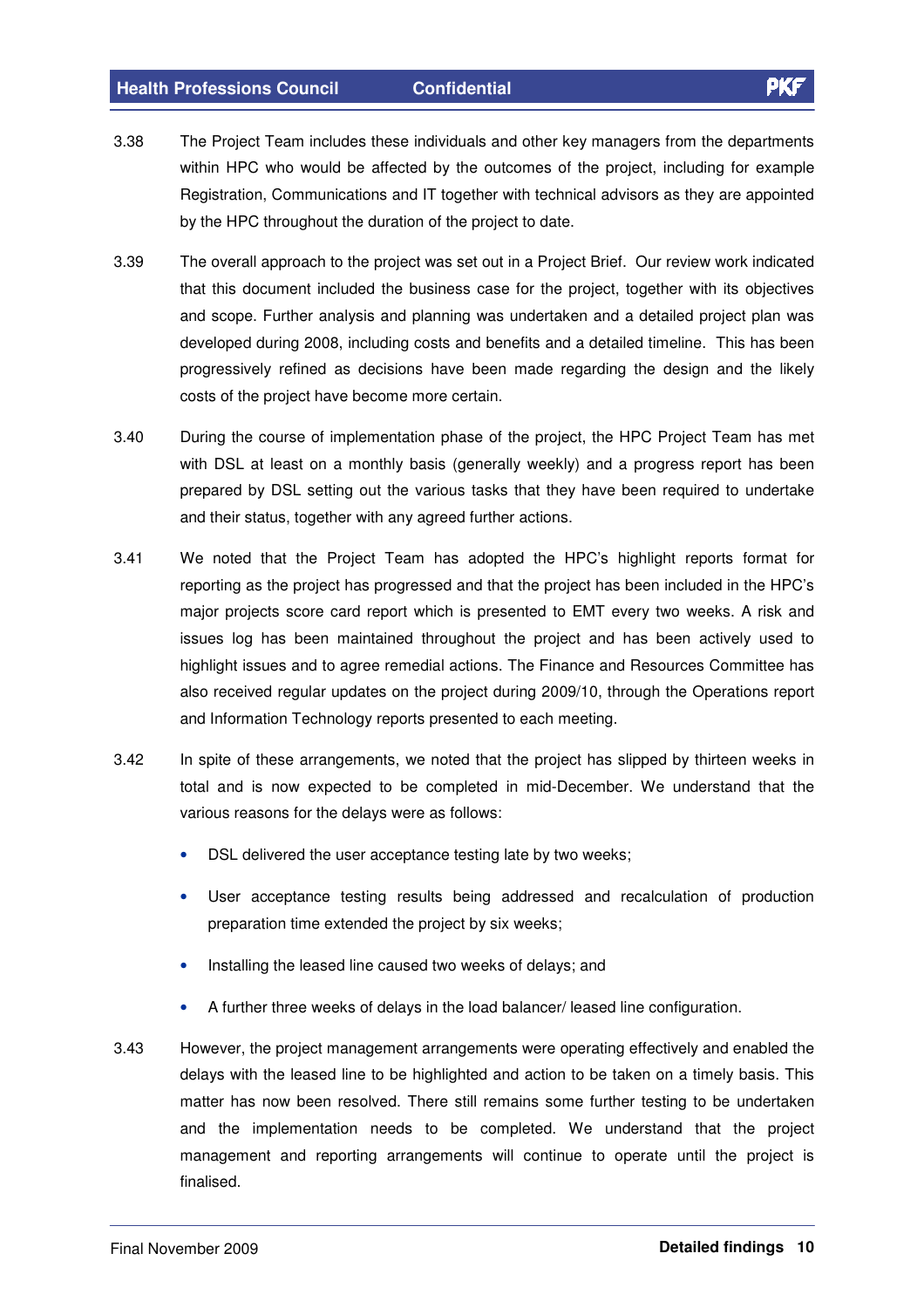3.38 The Project Team includes these individuals and other key managers from the departments within HPC who would be affected by the outcomes of the project, including for example Registration, Communications and IT together with technical advisors as they are appointed by the HPC throughout the duration of the project to date.

3.39 The overall approach to the project was set out in a Project Brief. Our review work indicated that this document included the business case for the project, together with its objectives and scope. Further analysis and planning was undertaken and a detailed project plan was developed during 2008, including costs and benefits and a detailed timeline. This has been progressively refined as decisions have been made regarding the design and the likely costs of the project have become more certain.

3.40 During the course of implementation phase of the project, the HPC Project Team has met with DSL at least on a monthly basis (generally weekly) and a progress report has been prepared by DSL setting out the various tasks that they have been required to undertake and their status, together with any agreed further actions.

3.41 We noted that the Project Team has adopted the HPC's highlight reports format for reporting as the project has progressed and that the project has been included in the HPC's major projects score card report which is presented to EMT every two weeks. A risk and issues log has been maintained throughout the project and has been actively used to highlight issues and to agree remedial actions. The Finance and Resources Committee has also received regular updates on the project during 2009/10, through the Operations report and Information Technology reports presented to each meeting.

3.42 In spite of these arrangements, we noted that the project has slipped by thirteen weeks in total and is now expected to be completed in mid-December. We understand that the various reasons for the delays were as follows:

- DSL delivered the user acceptance testing late by two weeks;
- User acceptance testing results being addressed and recalculation of production preparation time extended the project by six weeks;
- Installing the leased line caused two weeks of delays; and
- A further three weeks of delays in the load balancer/ leased line configuration.

3.43 However, the project management arrangements were operating effectively and enabled the delays with the leased line to be highlighted and action to be taken on a timely basis. This matter has now been resolved. There still remains some further testing to be undertaken and the implementation needs to be completed. We understand that the project management and reporting arrangements will continue to operate until the project is finalised.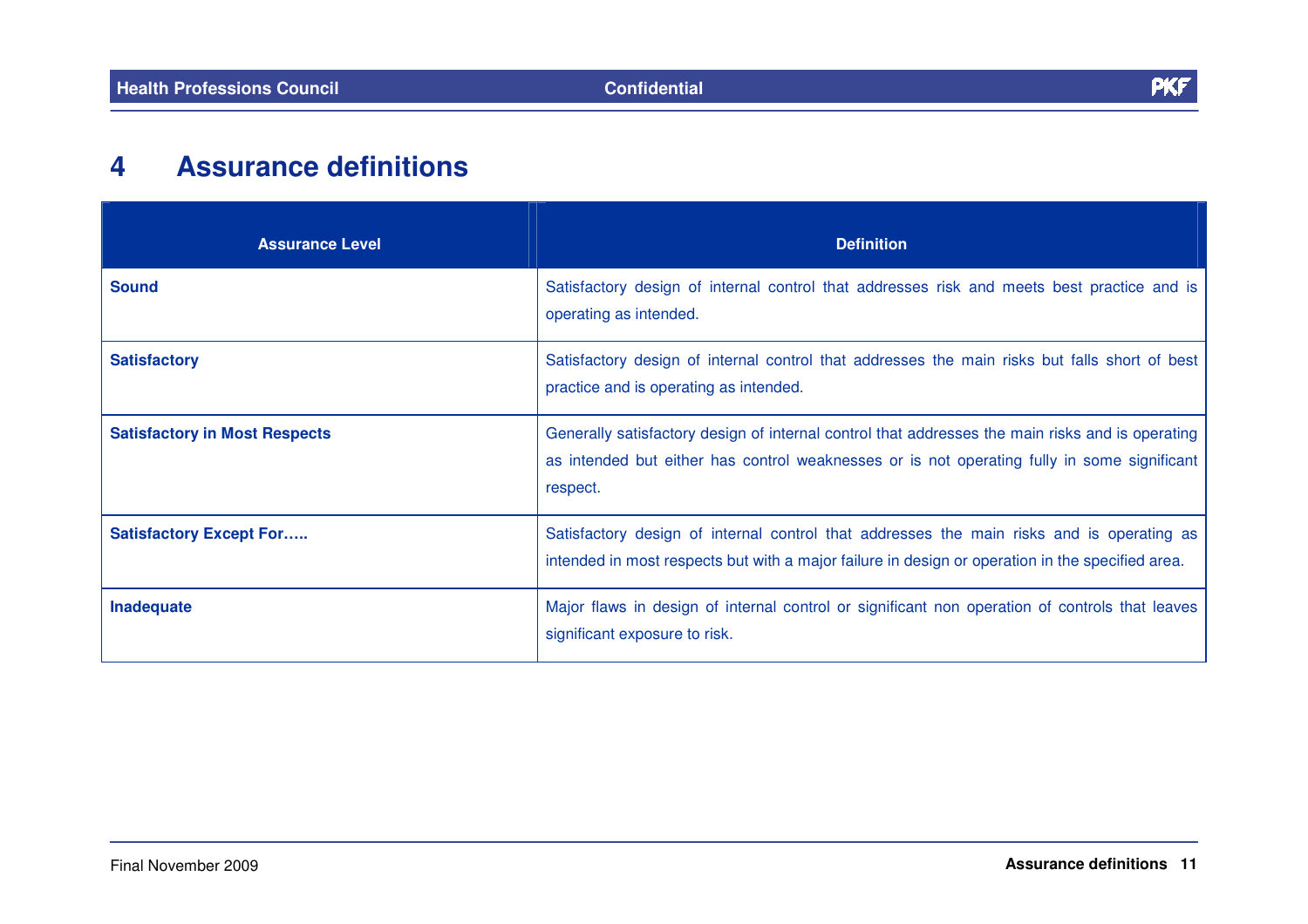# 4 Assurance definitions

| Assurance Level | Definition |
|---|---|
| **Sound** | Satisfactory design of internal control that addresses risk and meets best practice and is operating as intended. |
| **Satisfactory** | Satisfactory design of internal control that addresses the main risks but falls short of best practice and is operating as intended. |
| **Satisfactory in Most Respects** | Generally satisfactory design of internal control that addresses the main risks and is operating as intended but either has control weaknesses or is not operating fully in some significant respect. |
| **Satisfactory Except For…..** | Satisfactory design of internal control that addresses the main risks and is operating as intended in most respects but with a major failure in design or operation in the specified area. |
| **Inadequate** | Major flaws in design of internal control or significant non operation of controls that leaves significant exposure to risk. |